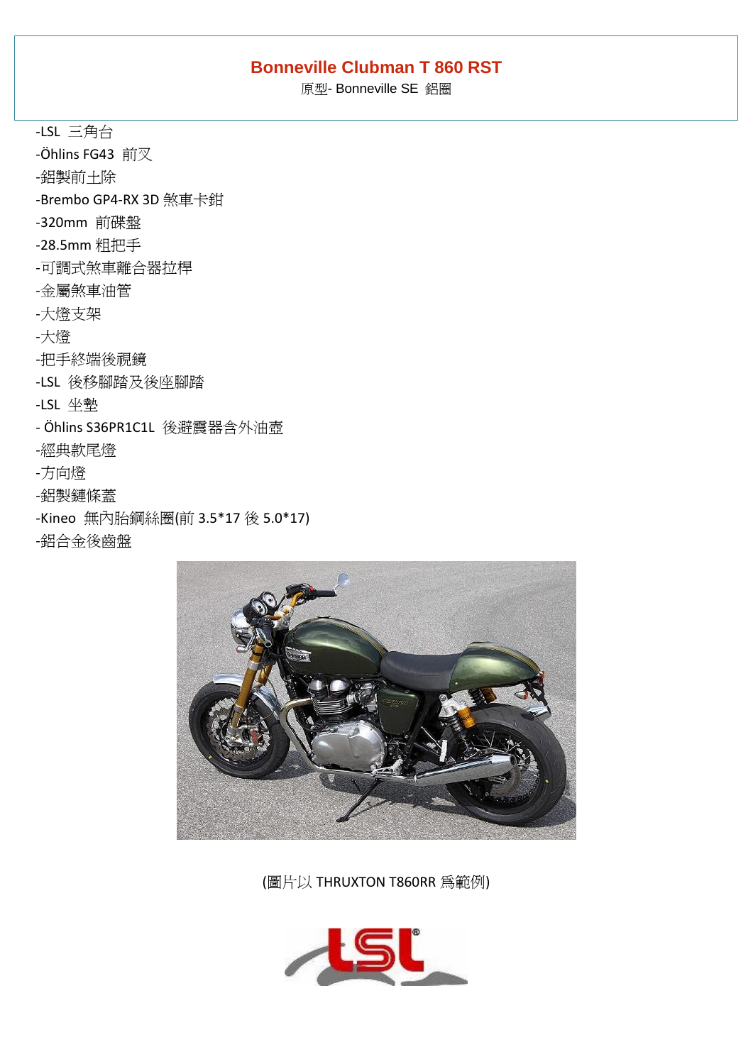# Bonneville Clubman T 860 RST

原型- Bonneville SE 鋁圈

-LSL 三角台
-Öhlins FG43 前叉
-鋁製前土除
-Brembo GP4-RX 3D 煞車卡鉗
-320mm 前碟盤
-28.5mm 粗把手
-可調式煞車離合器拉桿
-金屬煞車油管
-大燈支架
-大燈
-把手終端後視鏡
-LSL 後移腳踏及後座腳踏
-LSL 坐墊
- Öhlins S36PR1C1L 後避震器含外油壺
-經典款尾燈
-方向燈
-鋁製鏈條蓋
-Kineo 無內胎鋼絲圈(前 3.5*17 後 5.0*17)
-鋁合金後齒盤

(圖片以 THRUXTON T860RR 爲範例)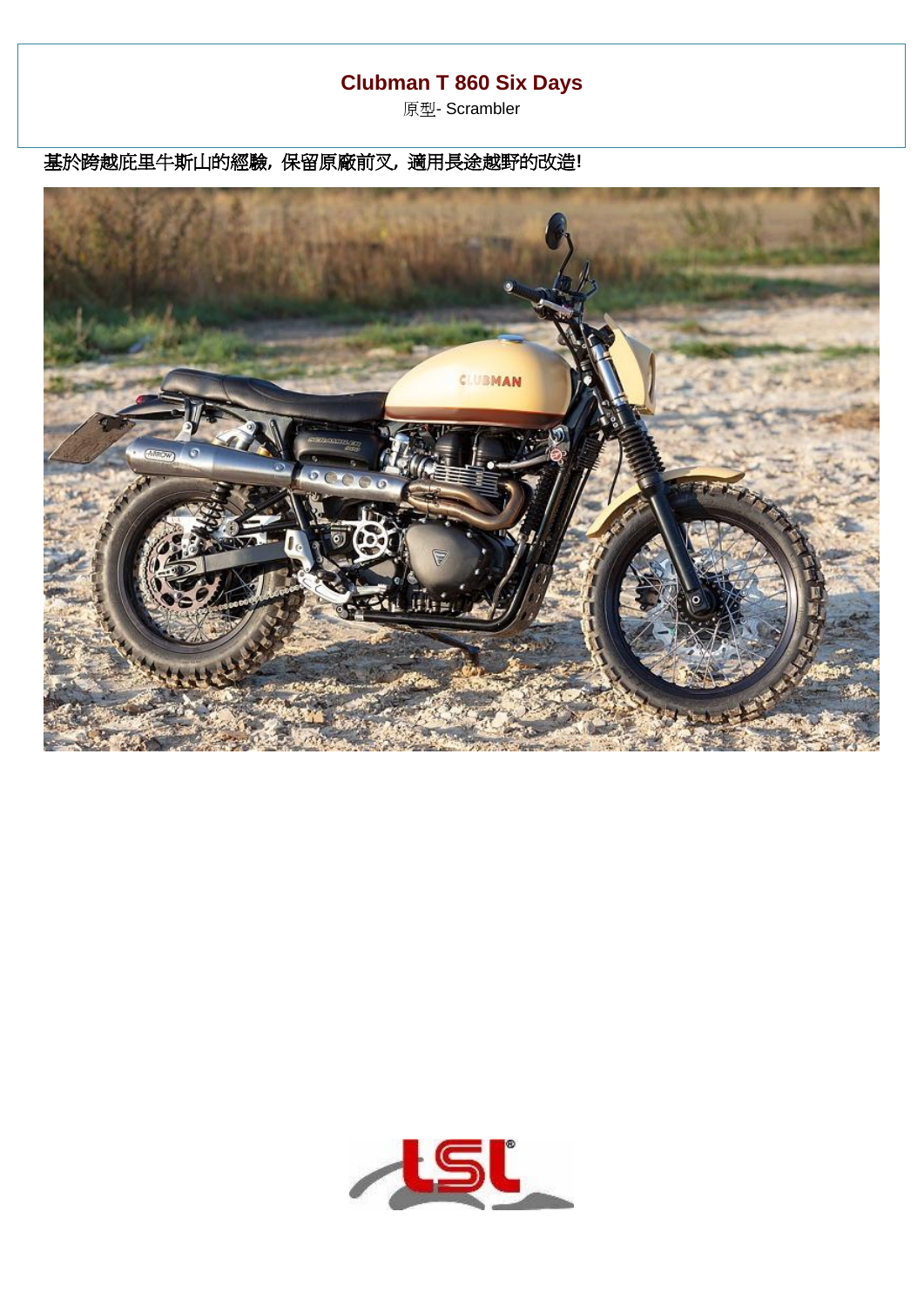## Clubman T 860 Six Days

原型- Scrambler

基於跨越庇里牛斯山的經驗，保留原廠前叉，適用長途越野的改造!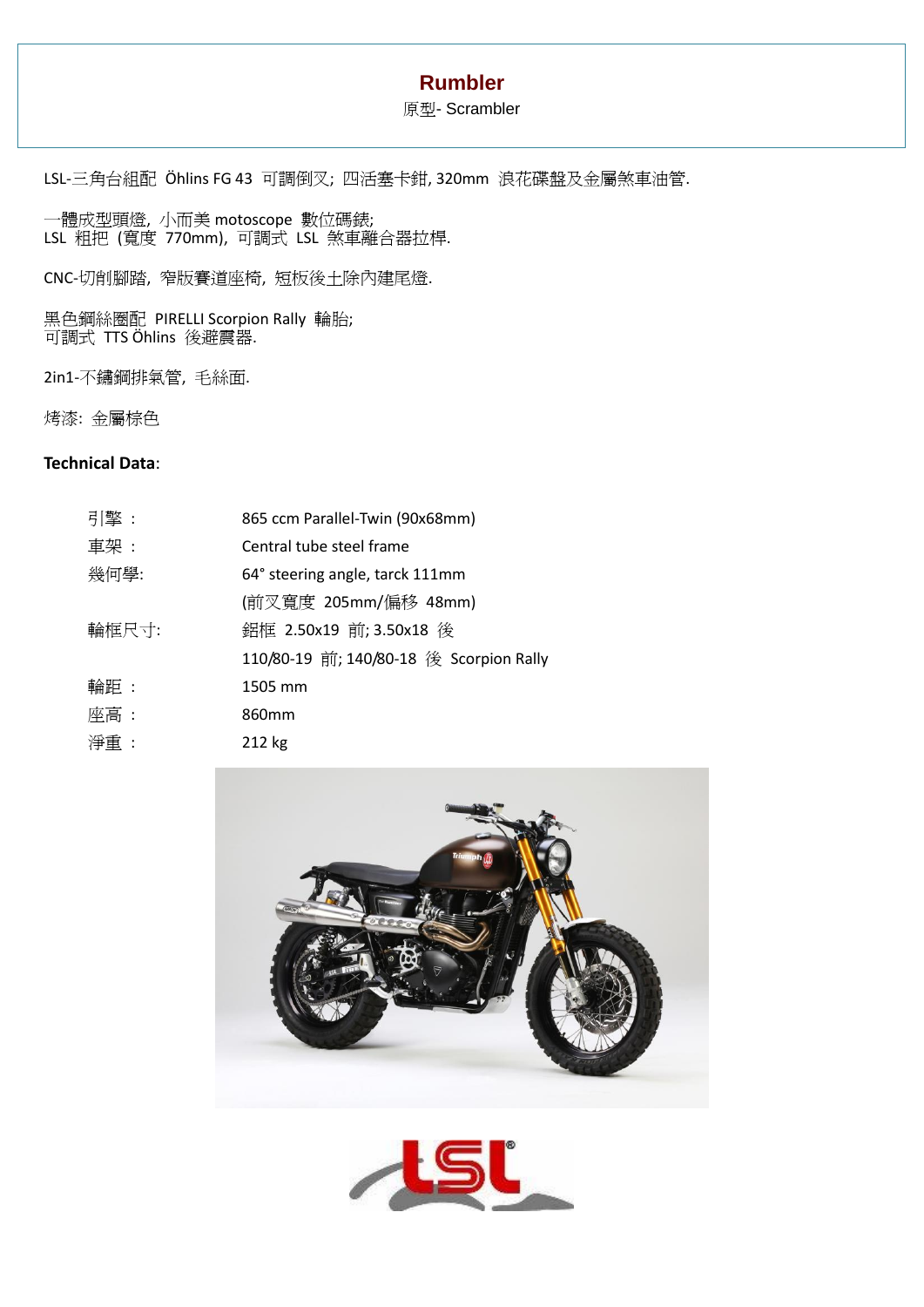# Rumbler

原型- Scrambler

LSL-三角台組配 Öhlins FG 43 可調倒叉; 四活塞卡鉗, 320mm 浪花碟盤及金屬煞車油管.

一體成型頭燈, 小而美 motoscope 數位碼錶;
LSL 粗把 (寬度 770mm), 可調式 LSL 煞車離合器拉桿.

CNC-切削腳踏, 窄版賽道座椅, 短板後土除內建尾燈.

黑色鋼絲圈配 PIRELLI Scorpion Rally 輪胎;
可調式 TTS Öhlins 後避震器.

2in1-不鏽鋼排氣管, 毛絲面.

烤漆: 金屬棕色

**Technical Data**:

| | |
|---|---|
| 引擎 : | 865 ccm Parallel-Twin (90x68mm) |
| 車架 : | Central tube steel frame |
| 幾何學: | 64° steering angle, tarck 111mm |
| | (前叉寬度 205mm/偏移 48mm) |
| 輪框尺寸: | 鋁框 2.50x19 前; 3.50x18 後 |
| | 110/80-19 前; 140/80-18 後 Scorpion Rally |
| 輪距 : | 1505 mm |
| 座高 : | 860mm |
| 淨重 : | 212 kg |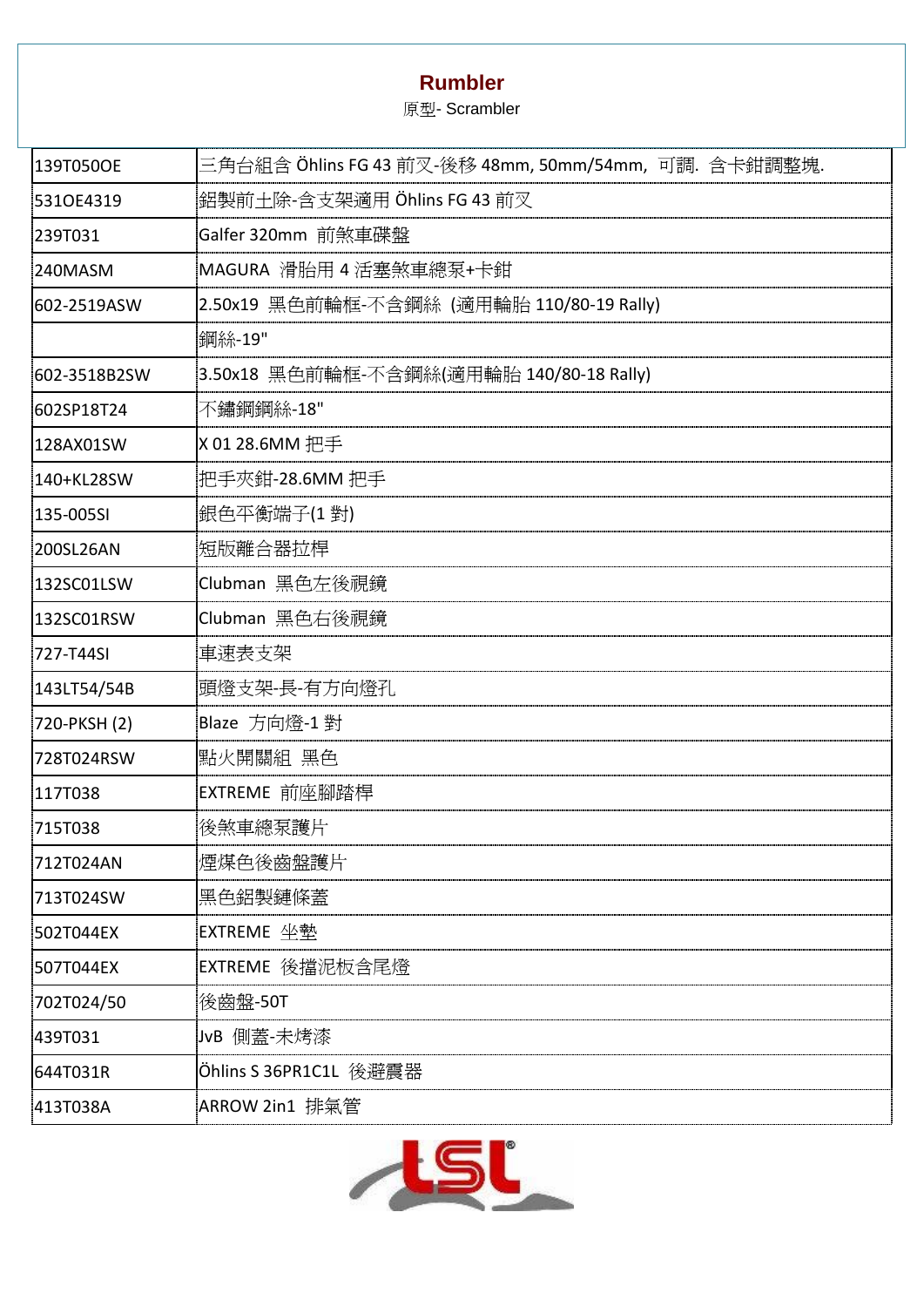## Rumbler

原型- Scrambler

| | |
|---|---|
| 139T050OE | 三角台組含 Öhlins FG 43 前叉-後移 48mm, 50mm/54mm, 可調. 含卡鉗調整塊. |
| 531OE4319 | 鋁製前土除-含支架適用 Öhlins FG 43 前叉 |
| 239T031 | Galfer 320mm 前煞車碟盤 |
| 240MASM | MAGURA 滑胎用 4 活塞煞車總泵+卡鉗 |
| 602-2519ASW | 2.50x19 黑色前輪框-不含鋼絲 (適用輪胎 110/80-19 Rally) |
| | 鋼絲-19" |
| 602-3518B2SW | 3.50x18 黑色前輪框-不含鋼絲(適用輪胎 140/80-18 Rally) |
| 602SP18T24 | 不鏽鋼鋼絲-18" |
| 128AX01SW | X 01 28.6MM 把手 |
| 140+KL28SW | 把手夾鉗-28.6MM 把手 |
| 135-005SI | 銀色平衡端子(1 對) |
| 200SL26AN | 短版離合器拉桿 |
| 132SC01LSW | Clubman 黑色左後視鏡 |
| 132SC01RSW | Clubman 黑色右後視鏡 |
| 727-T44SI | 車速表支架 |
| 143LT54/54B | 頭燈支架-長-有方向燈孔 |
| 720-PKSH (2) | Blaze 方向燈-1 對 |
| 728T024RSW | 點火開關組 黑色 |
| 117T038 | EXTREME 前座腳踏桿 |
| 715T038 | 後煞車總泵護片 |
| 712T024AN | 煙煤色後齒盤護片 |
| 713T024SW | 黑色鋁製鏈條蓋 |
| 502T044EX | EXTREME 坐墊 |
| 507T044EX | EXTREME 後擋泥板含尾燈 |
| 702T024/50 | 後齒盤-50T |
| 439T031 | JvB 側蓋-未烤漆 |
| 644T031R | Öhlins S 36PR1C1L 後避震器 |
| 413T038A | ARROW 2in1 排氣管 |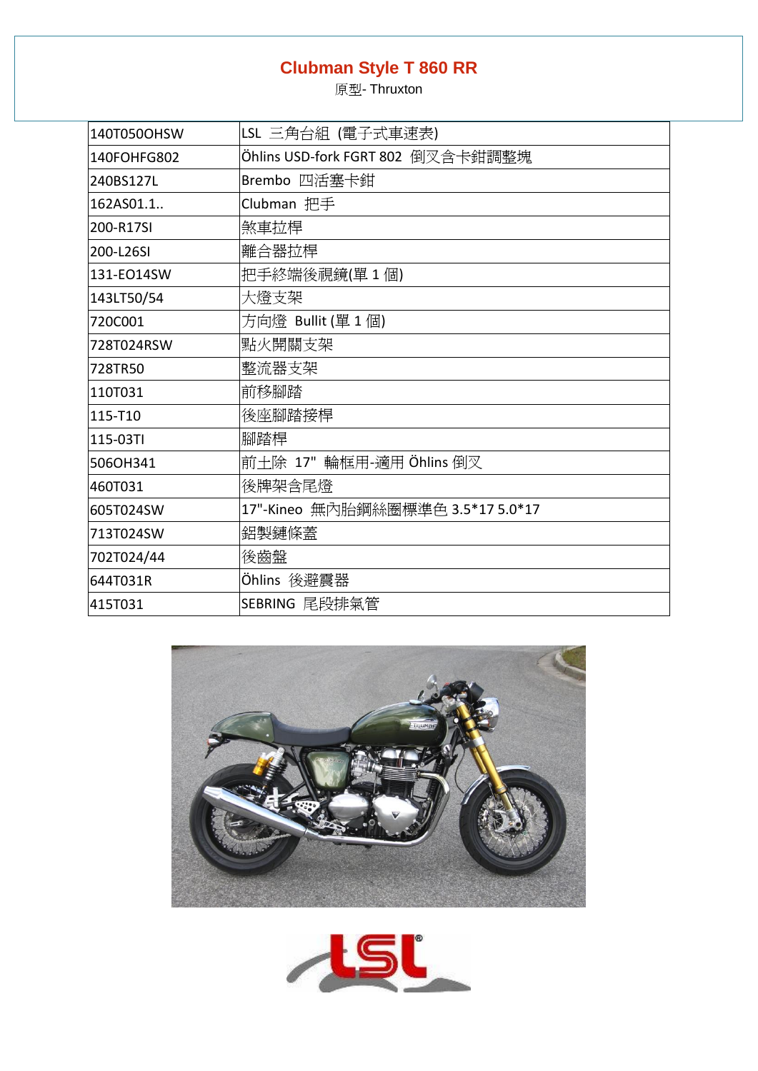# Clubman Style T 860 RR

原型- Thruxton

| | |
|---|---|
| 140T050OHSW | LSL 三角台組 (電子式車速表) |
| 140FOHFG802 | Öhlins USD-fork FGRT 802 倒叉含卡鉗調整塊 |
| 240BS127L | Brembo 四活塞卡鉗 |
| 162AS01.1.. | Clubman 把手 |
| 200-R17SI | 煞車拉桿 |
| 200-L26SI | 離合器拉桿 |
| 131-EO14SW | 把手終端後視鏡(單 1 個) |
| 143LT50/54 | 大燈支架 |
| 720C001 | 方向燈 Bullit (單 1 個) |
| 728T024RSW | 點火開關支架 |
| 728TR50 | 整流器支架 |
| 110T031 | 前移腳踏 |
| 115-T10 | 後座腳踏接桿 |
| 115-03TI | 腳踏桿 |
| 506OH341 | 前土除 17" 輪框用-適用 Öhlins 倒叉 |
| 460T031 | 後牌架含尾燈 |
| 605T024SW | 17"-Kineo 無內胎鋼絲圈標準色 3.5*17 5.0*17 |
| 713T024SW | 鋁製鏈條蓋 |
| 702T024/44 | 後齒盤 |
| 644T031R | Öhlins 後避震器 |
| 415T031 | SEBRING 尾段排氣管 |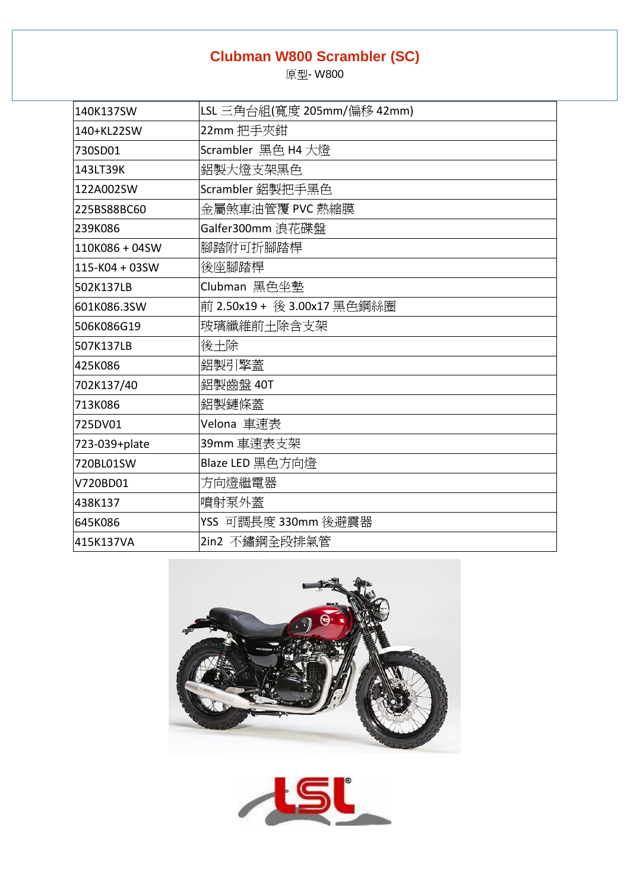# Clubman W800 Scrambler (SC)

原型- W800

| | |
|---|---|
| 140K137SW | LSL 三角台組(寬度 205mm/偏移 42mm) |
| 140+KL22SW | 22mm 把手夾鉗 |
| 730SD01 | Scrambler 黑色 H4 大燈 |
| 143LT39K | 鋁製大燈支架黑色 |
| 122A002SW | Scrambler 鋁製把手黑色 |
| 225BS88BC60 | 金屬煞車油管覆 PVC 熱縮膜 |
| 239K086 | Galfer300mm 浪花碟盤 |
| 110K086 + 04SW | 腳踏附可折腳踏桿 |
| 115-K04 + 03SW | 後座腳踏桿 |
| 502K137LB | Clubman 黑色坐墊 |
| 601K086.3SW | 前 2.50x19 + 後 3.00x17 黑色鋼絲圈 |
| 506K086G19 | 玻璃纖維前土除含支架 |
| 507K137LB | 後土除 |
| 425K086 | 鋁製引擎蓋 |
| 702K137/40 | 鋁製齒盤 40T |
| 713K086 | 鋁製鏈條蓋 |
| 725DV01 | Velona 車速表 |
| 723-039+plate | 39mm 車速表支架 |
| 720BL01SW | Blaze LED 黑色方向燈 |
| V720BD01 | 方向燈繼電器 |
| 438K137 | 噴射泵外蓋 |
| 645K086 | YSS 可調長度 330mm 後避震器 |
| 415K137VA | 2in2 不鏽鋼全段排氣管 |